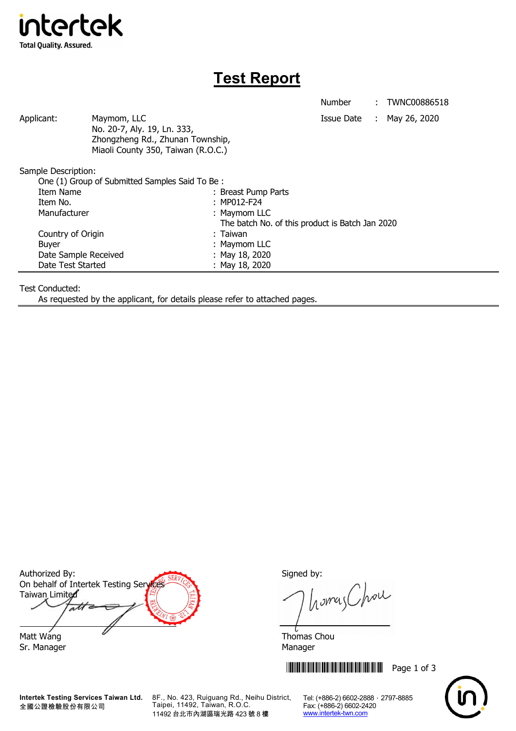intertek
Total Quality. Assured.

# Test Report

Number : TWNC00886518

Issue Date : May 26, 2020

Applicant: Maymom, LLC
No. 20-7, Aly. 19, Ln. 333,
Zhongzheng Rd., Zhunan Township,
Miaoli County 350, Taiwan (R.O.C.)

Sample Description:

One (1) Group of Submitted Samples Said To Be :

| | |
|---|---|
| Item Name | : Breast Pump Parts |
| Item No. | : MP012-F24 |
| Manufacturer | : Maymom LLC<br>The batch No. of this product is Batch Jan 2020 |
| Country of Origin | : Taiwan |
| Buyer | : Maymom LLC |
| Date Sample Received | : May 18, 2020 |
| Date Test Started | : May 18, 2020 |

Test Conducted:

As requested by the applicant, for details please refer to attached pages.

Authorized By:
On behalf of Intertek Testing Services Taiwan Limited

Matt Wang
Sr. Manager

Signed by:

Thomas Chou
Manager

**Intertek Testing Services Taiwan Ltd.**
全國公證檢驗股份有限公司

8F., No. 423, Ruiguang Rd., Neihu District, Taipei, 11492, Taiwan, R.O.C.
11492 台北市內湖區瑞光路 423 號 8 樓

Tel: (+886-2) 6602-2888 · 2797-8885
Fax: (+886-2) 6602-2420
www.intertek-twn.com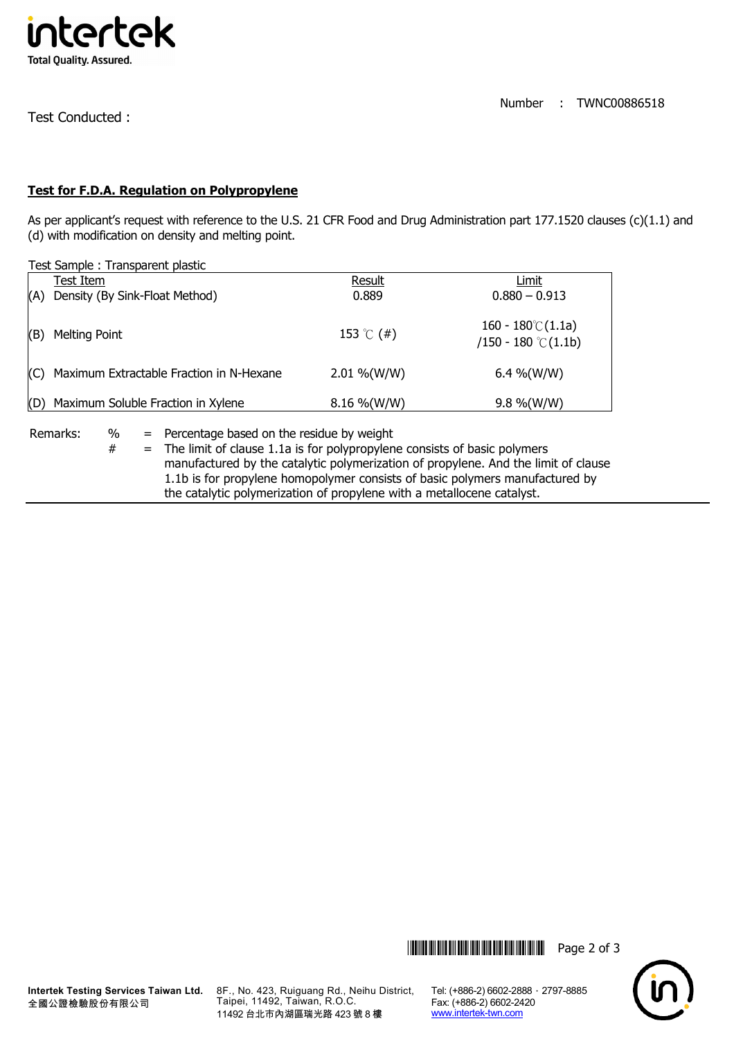Number : TWNC00886518

Test Conducted :

**Test for F.D.A. Regulation on Polypropylene**

As per applicant's request with reference to the U.S. 21 CFR Food and Drug Administration part 177.1520 clauses (c)(1.1) and (d) with modification on density and melting point.

Test Sample : Transparent plastic

| Test Item | Result | Limit |
|---|---|---|
| (A) Density (By Sink-Float Method) | 0.889 | 0.880 – 0.913 |
| (B) Melting Point | 153 ℃ (#) | 160 - 180℃(1.1a) /150 - 180 ℃(1.1b) |
| (C) Maximum Extractable Fraction in N-Hexane | 2.01 %(W/W) | 6.4 %(W/W) |
| (D) Maximum Soluble Fraction in Xylene | 8.16 %(W/W) | 9.8 %(W/W) |

Remarks:
- % = Percentage based on the residue by weight
- # = The limit of clause 1.1a is for polypropylene consists of basic polymers manufactured by the catalytic polymerization of propylene. And the limit of clause 1.1b is for propylene homopolymer consists of basic polymers manufactured by the catalytic polymerization of propylene with a metallocene catalyst.

**Intertek Testing Services Taiwan Ltd.**
全國公證檢驗股份有限公司

8F., No. 423, Ruiguang Rd., Neihu District, Taipei, 11492, Taiwan, R.O.C.
11492 台北市內湖區瑞光路 423 號 8 樓

Tel: (+886-2) 6602-2888 · 2797-8885
Fax: (+886-2) 6602-2420
www.intertek-twn.com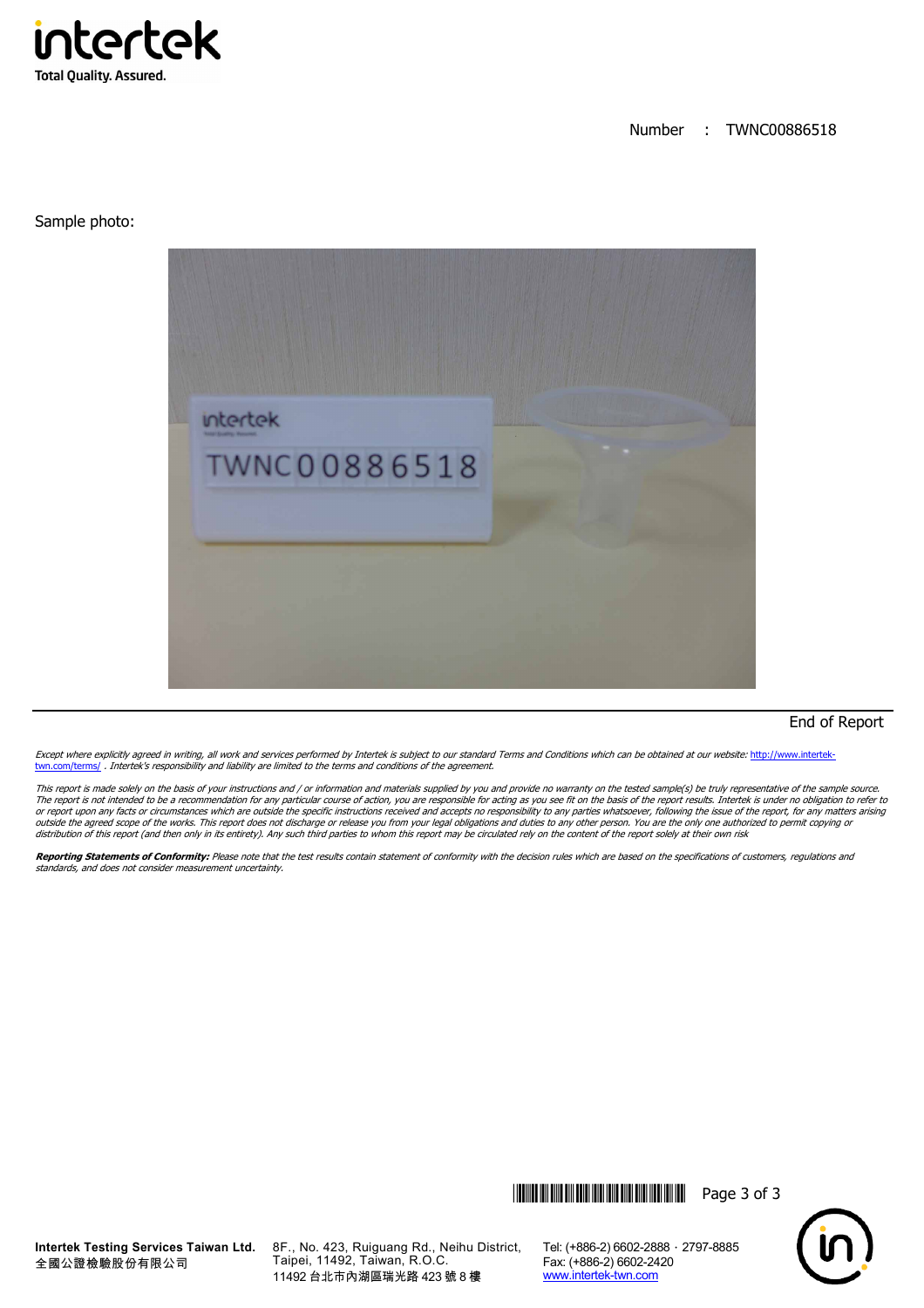Number : TWNC00886518

Sample photo:

End of Report

*Except where explicitly agreed in writing, all work and services performed by Intertek is subject to our standard Terms and Conditions which can be obtained at our website: http://www.intertek-twn.com/terms/ . Intertek's responsibility and liability are limited to the terms and conditions of the agreement.*

*This report is made solely on the basis of your instructions and / or information and materials supplied by you and provide no warranty on the tested sample(s) be truly representative of the sample source. The report is not intended to be a recommendation for any particular course of action, you are responsible for acting as you see fit on the basis of the report results. Intertek is under no obligation to refer to or report upon any facts or circumstances which are outside the specific instructions received and accepts no responsibility to any parties whatsoever, following the issue of the report, for any matters arising outside the agreed scope of the works. This report does not discharge or release you from your legal obligations and duties to any other person. You are the only one authorized to permit copying or distribution of this report (and then only in its entirety). Any such third parties to whom this report may be circulated rely on the content of the report solely at their own risk*

***Reporting Statements of Conformity:** Please note that the test results contain statement of conformity with the decision rules which are based on the specifications of customers, regulations and standards, and does not consider measurement uncertainty.*

**Intertek Testing Services Taiwan Ltd.**
全國公證檢驗股份有限公司

8F., No. 423, Ruiguang Rd., Neihu District, Taipei, 11492, Taiwan, R.O.C.
11492 台北市內湖區瑞光路 423 號 8 樓

Tel: (+886-2) 6602-2888 · 2797-8885
Fax: (+886-2) 6602-2420
www.intertek-twn.com